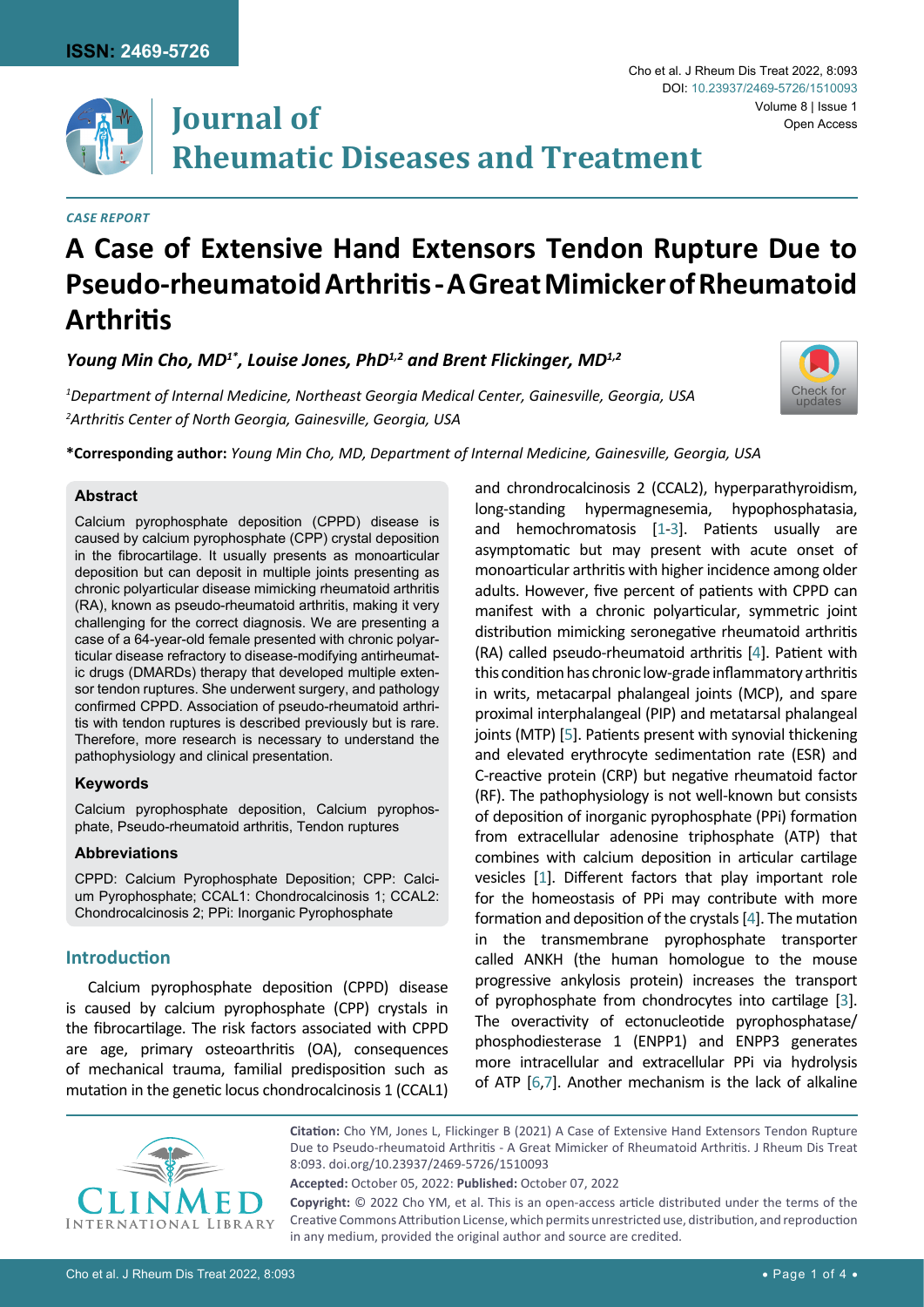ISSN: 2469-5726

# Journal of Rheumatic Diseases and Treatment

DOI: 10.23937/2469-5726/1510093

Open Access

*CASE REPORT*

# A Case of Extensive Hand Extensors Tendon Rupture Due to Pseudo-rheumatoid Arthritis - A Great Mimicker of Rheumatoid Arthritis

***Young Min Cho, MD[1*], Louise Jones, PhD[1,2] and Brent Flickinger, MD[1,2]***

*[1]Department of Internal Medicine, Northeast Georgia Medical Center, Gainesville, Georgia, USA*
*[2]Arthritis Center of North Georgia, Gainesville, Georgia, USA*

**\*Corresponding author:** *Young Min Cho, MD, Department of Internal Medicine, Gainesville, Georgia, USA*

### Abstract

Calcium pyrophosphate deposition (CPPD) disease is caused by calcium pyrophosphate (CPP) crystal deposition in the fibrocartilage. It usually presents as monoarticular deposition but can deposit in multiple joints presenting as chronic polyarticular disease mimicking rheumatoid arthritis (RA), known as pseudo-rheumatoid arthritis, making it very challenging for the correct diagnosis. We are presenting a case of a 64-year-old female presented with chronic polyarticular disease refractory to disease-modifying antirheumatic drugs (DMARDs) therapy that developed multiple extensor tendon ruptures. She underwent surgery, and pathology confirmed CPPD. Association of pseudo-rheumatoid arthritis with tendon ruptures is described previously but is rare. Therefore, more research is necessary to understand the pathophysiology and clinical presentation.

### Keywords

Calcium pyrophosphate deposition, Calcium pyrophosphate, Pseudo-rheumatoid arthritis, Tendon ruptures

### Abbreviations

CPPD: Calcium Pyrophosphate Deposition; CPP: Calcium Pyrophosphate; CCAL1: Chondrocalcinosis 1; CCAL2: Chondrocalcinosis 2; PPi: Inorganic Pyrophosphate

## Introduction

Calcium pyrophosphate deposition (CPPD) disease is caused by calcium pyrophosphate (CPP) crystals in the fibrocartilage. The risk factors associated with CPPD are age, primary osteoarthritis (OA), consequences of mechanical trauma, familial predisposition such as mutation in the genetic locus chondrocalcinosis 1 (CCAL1) and chrondrocalcinosis 2 (CCAL2), hyperparathyroidism, long-standing hypermagnesemia, hypophosphatasia, and hemochromatosis [1-3]. Patients usually are asymptomatic but may present with acute onset of monoarticular arthritis with higher incidence among older adults. However, five percent of patients with CPPD can manifest with a chronic polyarticular, symmetric joint distribution mimicking seronegative rheumatoid arthritis (RA) called pseudo-rheumatoid arthritis [4]. Patient with this condition has chronic low-grade inflammatory arthritis in writs, metacarpal phalangeal joints (MCP), and spare proximal interphalangeal (PIP) and metatarsal phalangeal joints (MTP) [5]. Patients present with synovial thickening and elevated erythrocyte sedimentation rate (ESR) and C-reactive protein (CRP) but negative rheumatoid factor (RF). The pathophysiology is not well-known but consists of deposition of inorganic pyrophosphate (PPi) formation from extracellular adenosine triphosphate (ATP) that combines with calcium deposition in articular cartilage vesicles [1]. Different factors that play important role for the homeostasis of PPi may contribute with more formation and deposition of the crystals [4]. The mutation in the transmembrane pyrophosphate transporter called ANKH (the human homologue to the mouse progressive ankylosis protein) increases the transport of pyrophosphate from chondrocytes into cartilage [3]. The overactivity of ectonucleotide pyrophosphatase/phosphodiesterase 1 (ENPP1) and ENPP3 generates more intracellular and extracellular PPi via hydrolysis of ATP [6,7]. Another mechanism is the lack of alkaline

**Citation:** Cho YM, Jones L, Flickinger B (2021) A Case of Extensive Hand Extensors Tendon Rupture Due to Pseudo-rheumatoid Arthritis - A Great Mimicker of Rheumatoid Arthritis. J Rheum Dis Treat 8:093. doi.org/10.23937/2469-5726/1510093

**Accepted:** October 05, 2022: **Published:** October 07, 2022

**Copyright:** © 2022 Cho YM, et al. This is an open-access article distributed under the terms of the Creative Commons Attribution License, which permits unrestricted use, distribution, and reproduction in any medium, provided the original author and source are credited.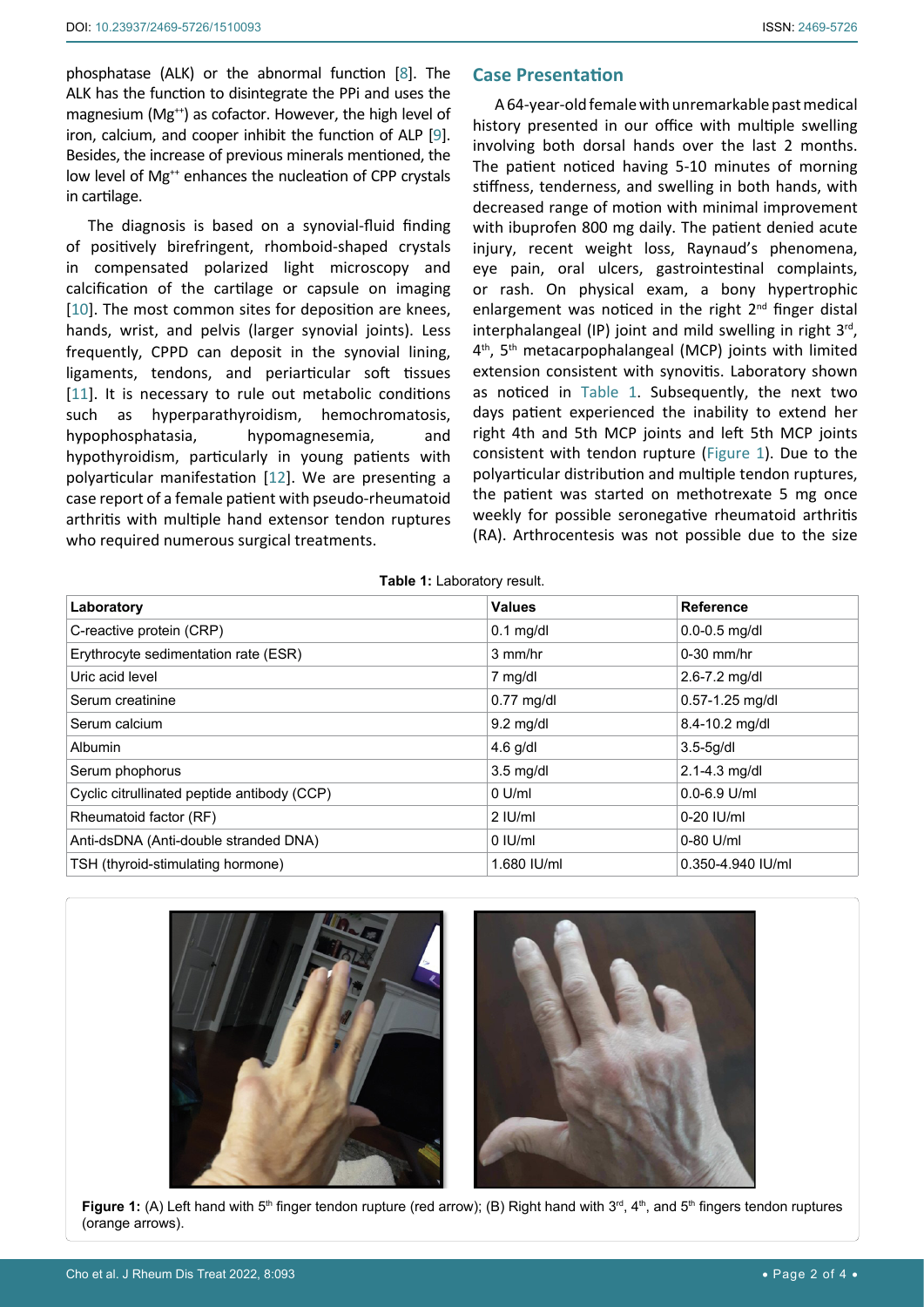phosphatase (ALK) or the abnormal function [8]. The ALK has the function to disintegrate the PPi and uses the magnesium ($Mg^{++}$) as cofactor. However, the high level of iron, calcium, and cooper inhibit the function of ALP [9]. Besides, the increase of previous minerals mentioned, the low level of $Mg^{++}$ enhances the nucleation of CPP crystals in cartilage.

The diagnosis is based on a synovial-fluid finding of positively birefringent, rhomboid-shaped crystals in compensated polarized light microscopy and calcification of the cartilage or capsule on imaging [10]. The most common sites for deposition are knees, hands, wrist, and pelvis (larger synovial joints). Less frequently, CPPD can deposit in the synovial lining, ligaments, tendons, and periarticular soft tissues [11]. It is necessary to rule out metabolic conditions such as hyperparathyroidism, hemochromatosis, hypophosphatasia, hypomagnesemia, and hypothyroidism, particularly in young patients with polyarticular manifestation [12]. We are presenting a case report of a female patient with pseudo-rheumatoid arthritis with multiple hand extensor tendon ruptures who required numerous surgical treatments.

## Case Presentation

A 64-year-old female with unremarkable past medical history presented in our office with multiple swelling involving both dorsal hands over the last 2 months. The patient noticed having 5-10 minutes of morning stiffness, tenderness, and swelling in both hands, with decreased range of motion with minimal improvement with ibuprofen 800 mg daily. The patient denied acute injury, recent weight loss, Raynaud's phenomena, eye pain, oral ulcers, gastrointestinal complaints, or rash. On physical exam, a bony hypertrophic enlargement was noticed in the right 2nd finger distal interphalangeal (IP) joint and mild swelling in right 3rd, 4th, 5th metacarpophalangeal (MCP) joints with limited extension consistent with synovitis. Laboratory shown as noticed in Table 1. Subsequently, the next two days patient experienced the inability to extend her right 4th and 5th MCP joints and left 5th MCP joints consistent with tendon rupture (Figure 1). Due to the polyarticular distribution and multiple tendon ruptures, the patient was started on methotrexate 5 mg once weekly for possible seronegative rheumatoid arthritis (RA). Arthrocentesis was not possible due to the size

**Table 1:** Laboratory result.

| Laboratory | Values | Reference |
|---|---|---|
| C-reactive protein (CRP) | 0.1 mg/dl | 0.0-0.5 mg/dl |
| Erythrocyte sedimentation rate (ESR) | 3 mm/hr | 0-30 mm/hr |
| Uric acid level | 7 mg/dl | 2.6-7.2 mg/dl |
| Serum creatinine | 0.77 mg/dl | 0.57-1.25 mg/dl |
| Serum calcium | 9.2 mg/dl | 8.4-10.2 mg/dl |
| Albumin | 4.6 g/dl | 3.5-5g/dl |
| Serum phophorus | 3.5 mg/dl | 2.1-4.3 mg/dl |
| Cyclic citrullinated peptide antibody (CCP) | 0 U/ml | 0.0-6.9 U/ml |
| Rheumatoid factor (RF) | 2 IU/ml | 0-20 IU/ml |
| Anti-dsDNA (Anti-double stranded DNA) | 0 IU/ml | 0-80 U/ml |
| TSH (thyroid-stimulating hormone) | 1.680 IU/ml | 0.350-4.940 IU/ml |

**Figure 1:** (A) Left hand with 5th finger tendon rupture (red arrow); (B) Right hand with 3rd, 4th, and 5th fingers tendon ruptures (orange arrows).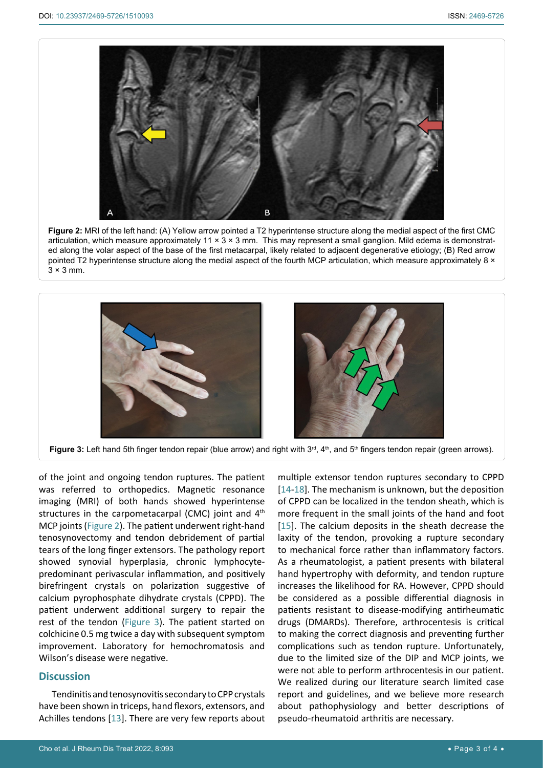**Figure 2:** MRI of the left hand: (A) Yellow arrow pointed a T2 hyperintense structure along the medial aspect of the first CMC articulation, which measure approximately 11 × 3 × 3 mm. This may represent a small ganglion. Mild edema is demonstrated along the volar aspect of the base of the first metacarpal, likely related to adjacent degenerative etiology; (B) Red arrow pointed T2 hyperintense structure along the medial aspect of the fourth MCP articulation, which measure approximately 8 × 3 × 3 mm.

**Figure 3:** Left hand 5th finger tendon repair (blue arrow) and right with 3rd, 4th, and 5th fingers tendon repair (green arrows).

of the joint and ongoing tendon ruptures. The patient was referred to orthopedics. Magnetic resonance imaging (MRI) of both hands showed hyperintense structures in the carpometacarpal (CMC) joint and 4th MCP joints (Figure 2). The patient underwent right-hand tenosynovectomy and tendon debridement of partial tears of the long finger extensors. The pathology report showed synovial hyperplasia, chronic lymphocyte-predominant perivascular inflammation, and positively birefringent crystals on polarization suggestive of calcium pyrophosphate dihydrate crystals (CPPD). The patient underwent additional surgery to repair the rest of the tendon (Figure 3). The patient started on colchicine 0.5 mg twice a day with subsequent symptom improvement. Laboratory for hemochromatosis and Wilson's disease were negative.

## Discussion

Tendinitis and tenosynovitis secondary to CPP crystals have been shown in triceps, hand flexors, extensors, and Achilles tendons [13]. There are very few reports about multiple extensor tendon ruptures secondary to CPPD [14-18]. The mechanism is unknown, but the deposition of CPPD can be localized in the tendon sheath, which is more frequent in the small joints of the hand and foot [15]. The calcium deposits in the sheath decrease the laxity of the tendon, provoking a rupture secondary to mechanical force rather than inflammatory factors. As a rheumatologist, a patient presents with bilateral hand hypertrophy with deformity, and tendon rupture increases the likelihood for RA. However, CPPD should be considered as a possible differential diagnosis in patients resistant to disease-modifying antirheumatic drugs (DMARDs). Therefore, arthrocentesis is critical to making the correct diagnosis and preventing further complications such as tendon rupture. Unfortunately, due to the limited size of the DIP and MCP joints, we were not able to perform arthrocentesis in our patient. We realized during our literature search limited case report and guidelines, and we believe more research about pathophysiology and better descriptions of pseudo-rheumatoid arthritis are necessary.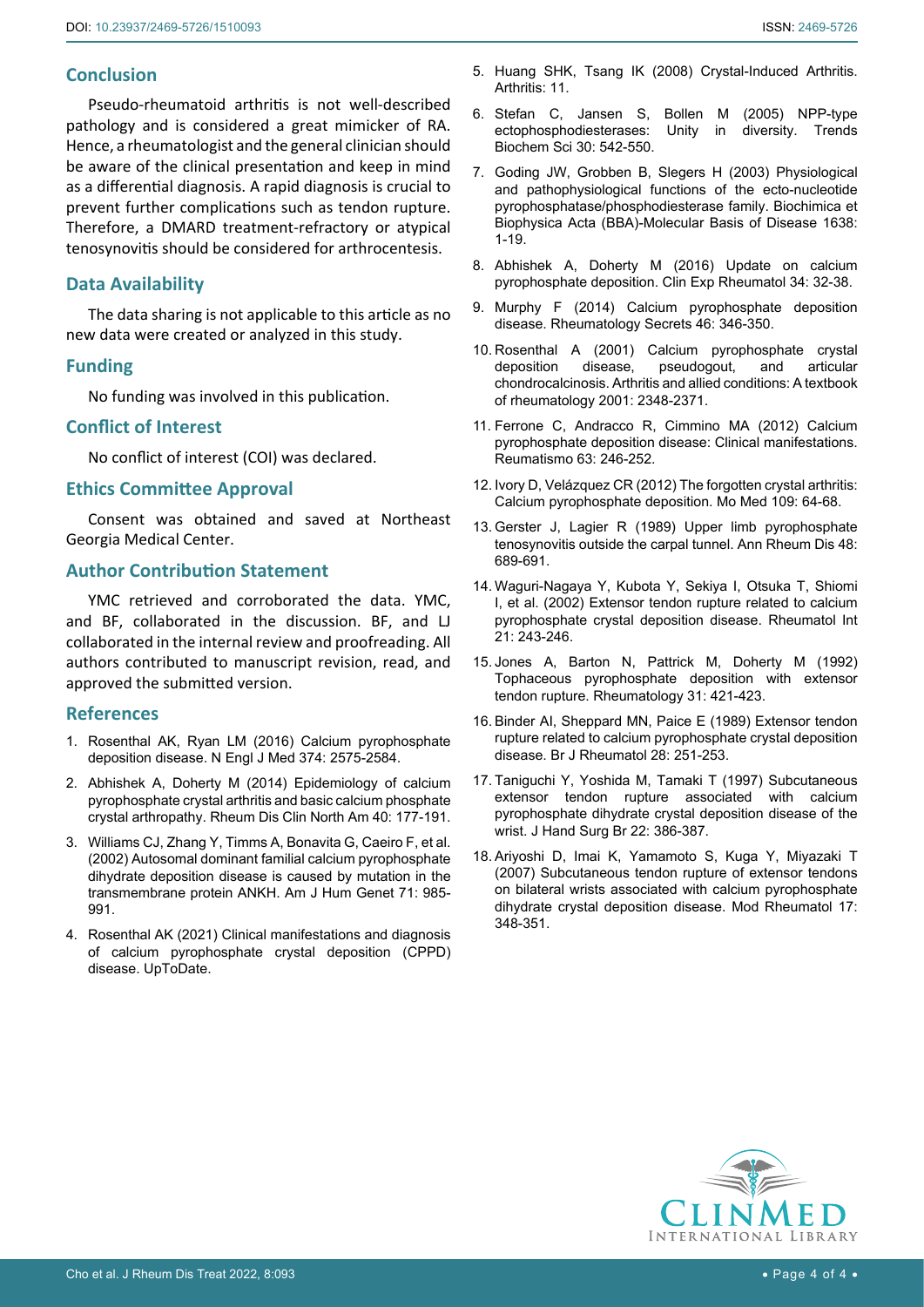## Conclusion

Pseudo-rheumatoid arthritis is not well-described pathology and is considered a great mimicker of RA. Hence, a rheumatologist and the general clinician should be aware of the clinical presentation and keep in mind as a differential diagnosis. A rapid diagnosis is crucial to prevent further complications such as tendon rupture. Therefore, a DMARD treatment-refractory or atypical tenosynovitis should be considered for arthrocentesis.

## Data Availability

The data sharing is not applicable to this article as no new data were created or analyzed in this study.

## Funding

No funding was involved in this publication.

## Conflict of Interest

No conflict of interest (COI) was declared.

## Ethics Committee Approval

Consent was obtained and saved at Northeast Georgia Medical Center.

## Author Contribution Statement

YMC retrieved and corroborated the data. YMC, and BF, collaborated in the discussion. BF, and LJ collaborated in the internal review and proofreading. All authors contributed to manuscript revision, read, and approved the submitted version.

## References

1. Rosenthal AK, Ryan LM (2016) Calcium pyrophosphate deposition disease. N Engl J Med 374: 2575-2584.
2. Abhishek A, Doherty M (2014) Epidemiology of calcium pyrophosphate crystal arthritis and basic calcium phosphate crystal arthropathy. Rheum Dis Clin North Am 40: 177-191.
3. Williams CJ, Zhang Y, Timms A, Bonavita G, Caeiro F, et al. (2002) Autosomal dominant familial calcium pyrophosphate dihydrate deposition disease is caused by mutation in the transmembrane protein ANKH. Am J Hum Genet 71: 985-991.
4. Rosenthal AK (2021) Clinical manifestations and diagnosis of calcium pyrophosphate crystal deposition (CPPD) disease. UpToDate.
5. Huang SHK, Tsang IK (2008) Crystal-Induced Arthritis. Arthritis: 11.
6. Stefan C, Jansen S, Bollen M (2005) NPP-type ectophosphodiesterases: Unity in diversity. Trends Biochem Sci 30: 542-550.
7. Goding JW, Grobben B, Slegers H (2003) Physiological and pathophysiological functions of the ecto-nucleotide pyrophosphatase/phosphodiesterase family. Biochimica et Biophysica Acta (BBA)-Molecular Basis of Disease 1638: 1-19.
8. Abhishek A, Doherty M (2016) Update on calcium pyrophosphate deposition. Clin Exp Rheumatol 34: 32-38.
9. Murphy F (2014) Calcium pyrophosphate deposition disease. Rheumatology Secrets 46: 346-350.
10. Rosenthal A (2001) Calcium pyrophosphate crystal deposition disease, pseudogout, and articular chondrocalcinosis. Arthritis and allied conditions: A textbook of rheumatology 2001: 2348-2371.
11. Ferrone C, Andracco R, Cimmino MA (2012) Calcium pyrophosphate deposition disease: Clinical manifestations. Reumatismo 63: 246-252.
12. Ivory D, Velázquez CR (2012) The forgotten crystal arthritis: Calcium pyrophosphate deposition. Mo Med 109: 64-68.
13. Gerster J, Lagier R (1989) Upper limb pyrophosphate tenosynovitis outside the carpal tunnel. Ann Rheum Dis 48: 689-691.
14. Waguri-Nagaya Y, Kubota Y, Sekiya I, Otsuka T, Shiomi I, et al. (2002) Extensor tendon rupture related to calcium pyrophosphate crystal deposition disease. Rheumatol Int 21: 243-246.
15. Jones A, Barton N, Pattrick M, Doherty M (1992) Tophaceous pyrophosphate deposition with extensor tendon rupture. Rheumatology 31: 421-423.
16. Binder AI, Sheppard MN, Paice E (1989) Extensor tendon rupture related to calcium pyrophosphate crystal deposition disease. Br J Rheumatol 28: 251-253.
17. Taniguchi Y, Yoshida M, Tamaki T (1997) Subcutaneous extensor tendon rupture associated with calcium pyrophosphate dihydrate crystal deposition disease of the wrist. J Hand Surg Br 22: 386-387.
18. Ariyoshi D, Imai K, Yamamoto S, Kuga Y, Miyazaki T (2007) Subcutaneous tendon rupture of extensor tendons on bilateral wrists associated with calcium pyrophosphate dihydrate crystal deposition disease. Mod Rheumatol 17: 348-351.